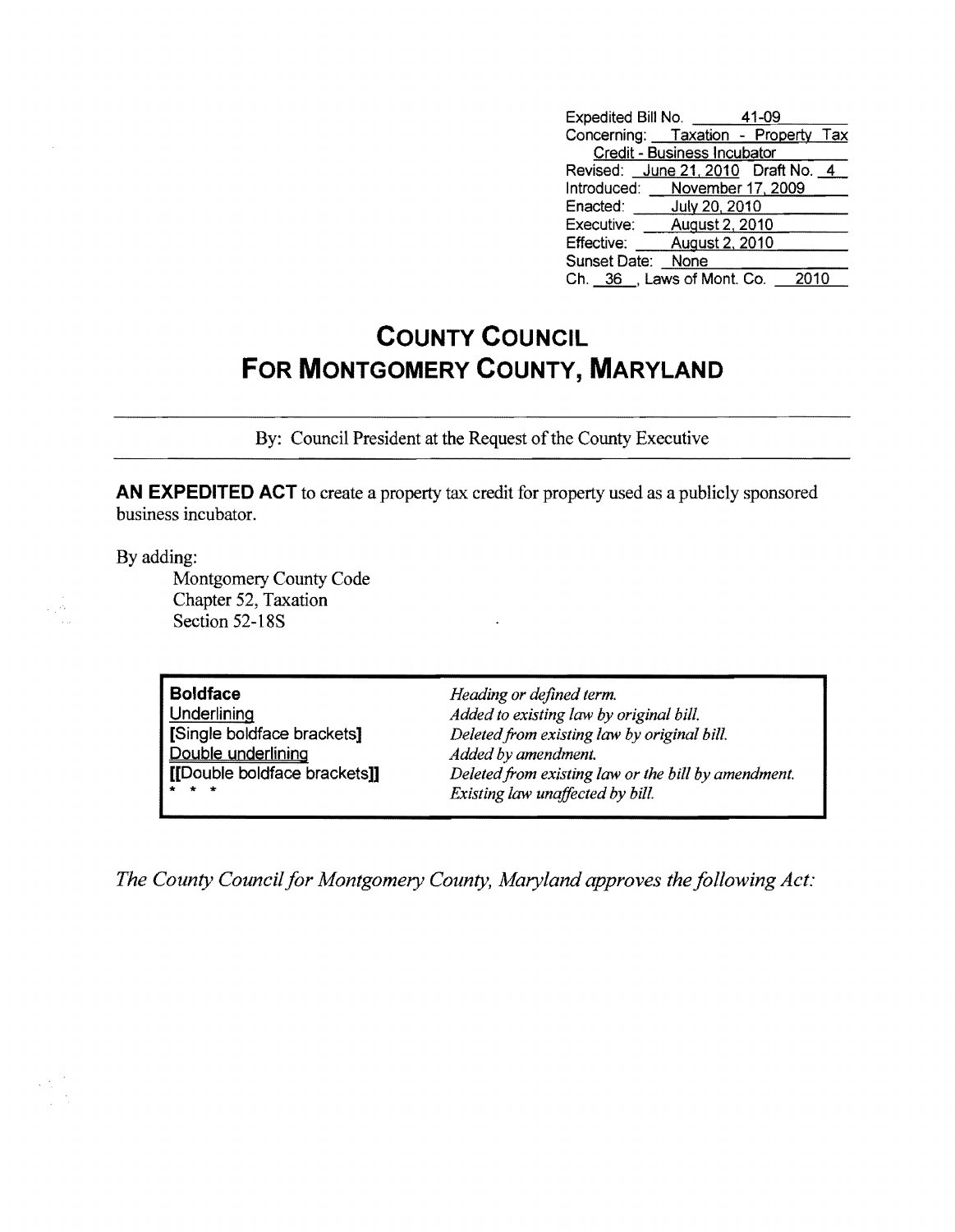| | |
|---|---|
| Expedited Bill No. | 41-09 |
| Concerning: | Taxation - Property Tax Credit - Business Incubator |
| Revised: | June 21, 2010 Draft No. 4 |
| Introduced: | November 17, 2009 |
| Enacted: | July 20, 2010 |
| Executive: | August 2, 2010 |
| Effective: | August 2, 2010 |
| Sunset Date: | None |
| Ch. 36, Laws of Mont. Co. | 2010 |

# COUNTY COUNCIL
# FOR MONTGOMERY COUNTY, MARYLAND

By: Council President at the Request of the County Executive

**AN EXPEDITED ACT** to create a property tax credit for property used as a publicly sponsored business incubator.

By adding:
Montgomery County Code
Chapter 52, Taxation
Section 52-18S

| | |
|---|---|
| **Boldface** | *Heading or defined term.* |
| Underlining | *Added to existing law by original bill.* |
| **[**Single boldface brackets**]** | *Deleted from existing law by original bill.* |
| Double underlining | *Added by amendment.* |
| **[[**Double boldface brackets**]]** | *Deleted from existing law or the bill by amendment.* |
| * * * | *Existing law unaffected by bill.* |

*The County Council for Montgomery County, Maryland approves the following Act:*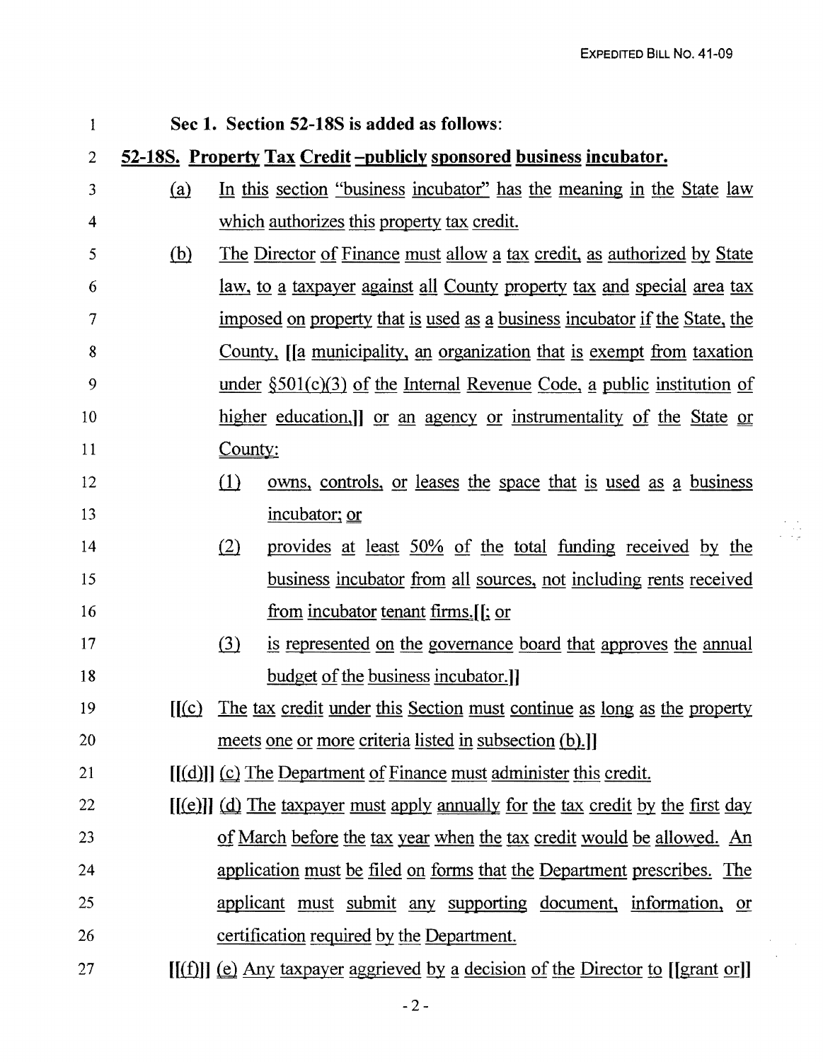**Sec 1. Section 52-18S is added as follows:**

**52-18S. Property Tax Credit –publicly sponsored business incubator.**

(a) In this section "business incubator" has the meaning in the State law which authorizes this property tax credit.

(b) The Director of Finance must allow a tax credit, as authorized by State law, to a taxpayer against all County property tax and special area tax imposed on property that is used as a business incubator if the State, the County, [[a municipality, an organization that is exempt from taxation under §501(c)(3) of the Internal Revenue Code, a public institution of higher education,]] or an agency or instrumentality of the State or County:

(1) owns, controls, or leases the space that is used as a business incubator; or

(2) provides at least 50% of the total funding received by the business incubator from all sources, not including rents received from incubator tenant firms.[[; or

(3) is represented on the governance board that approves the annual budget of the business incubator.]]

[[(c) The tax credit under this Section must continue as long as the property meets one or more criteria listed in subsection (b).]]

[[(d)]] (c) The Department of Finance must administer this credit.

[[(e)]] (d) The taxpayer must apply annually for the tax credit by the first day of March before the tax year when the tax credit would be allowed. An application must be filed on forms that the Department prescribes. The applicant must submit any supporting document, information, or certification required by the Department.

[[(f)]] (e) Any taxpayer aggrieved by a decision of the Director to [[grant or]]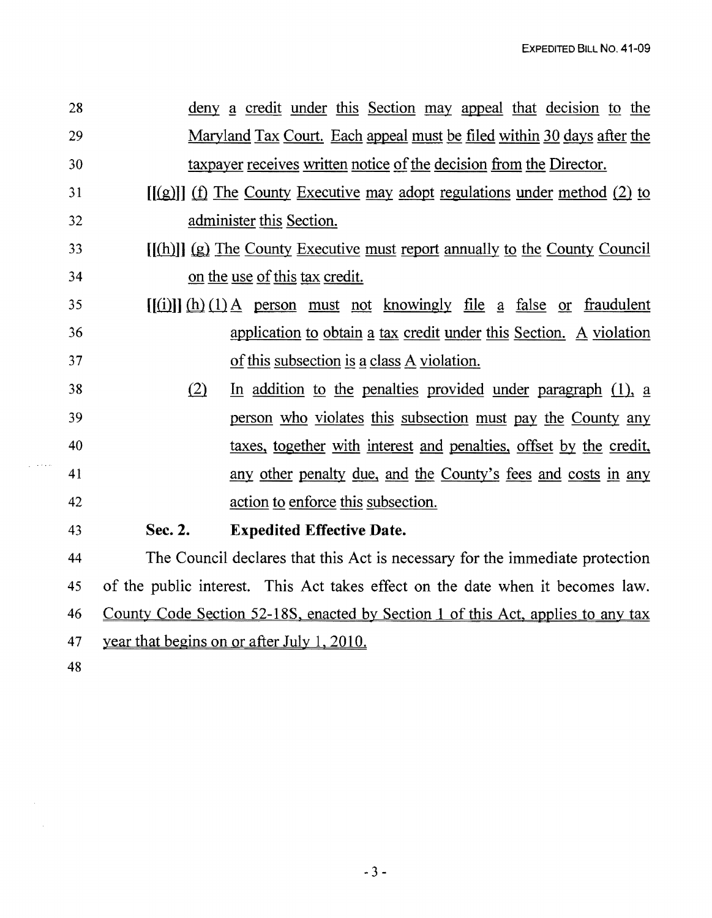deny a credit under this Section may appeal that decision to the Maryland Tax Court. Each appeal must be filed within 30 days after the taxpayer receives written notice of the decision from the Director.

[[(g)]] (f) The County Executive may adopt regulations under method (2) to administer this Section.

[[(h)]] (g) The County Executive must report annually to the County Council on the use of this tax credit.

[[(i)]] (h) (1) A person must not knowingly file a false or fraudulent application to obtain a tax credit under this Section. A violation of this subsection is a class A violation.

(2) In addition to the penalties provided under paragraph (1), a person who violates this subsection must pay the County any taxes, together with interest and penalties, offset by the credit, any other penalty due, and the County's fees and costs in any action to enforce this subsection.

**Sec. 2. Expedited Effective Date.**

The Council declares that this Act is necessary for the immediate protection of the public interest. This Act takes effect on the date when it becomes law. County Code Section 52-18S, enacted by Section 1 of this Act, applies to any tax year that begins on or after July 1, 2010.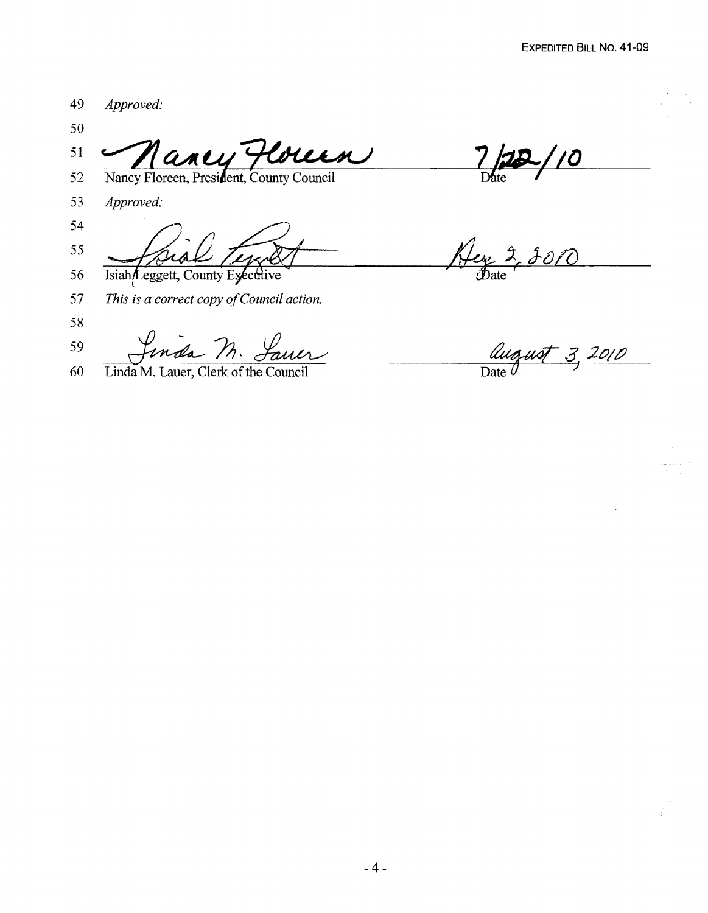49 *Approved:*

50

51 Nancy Floreen 7/22/10

52 Nancy Floreen, President, County Council Date

53 *Approved:*

54

55 Isiah Leggett Aug 2, 2010

56 Isiah Leggett, County Executive Date

57 *This is a correct copy of Council action.*

58

59 Linda M. Lauer August 3, 2010

60 Linda M. Lauer, Clerk of the Council Date